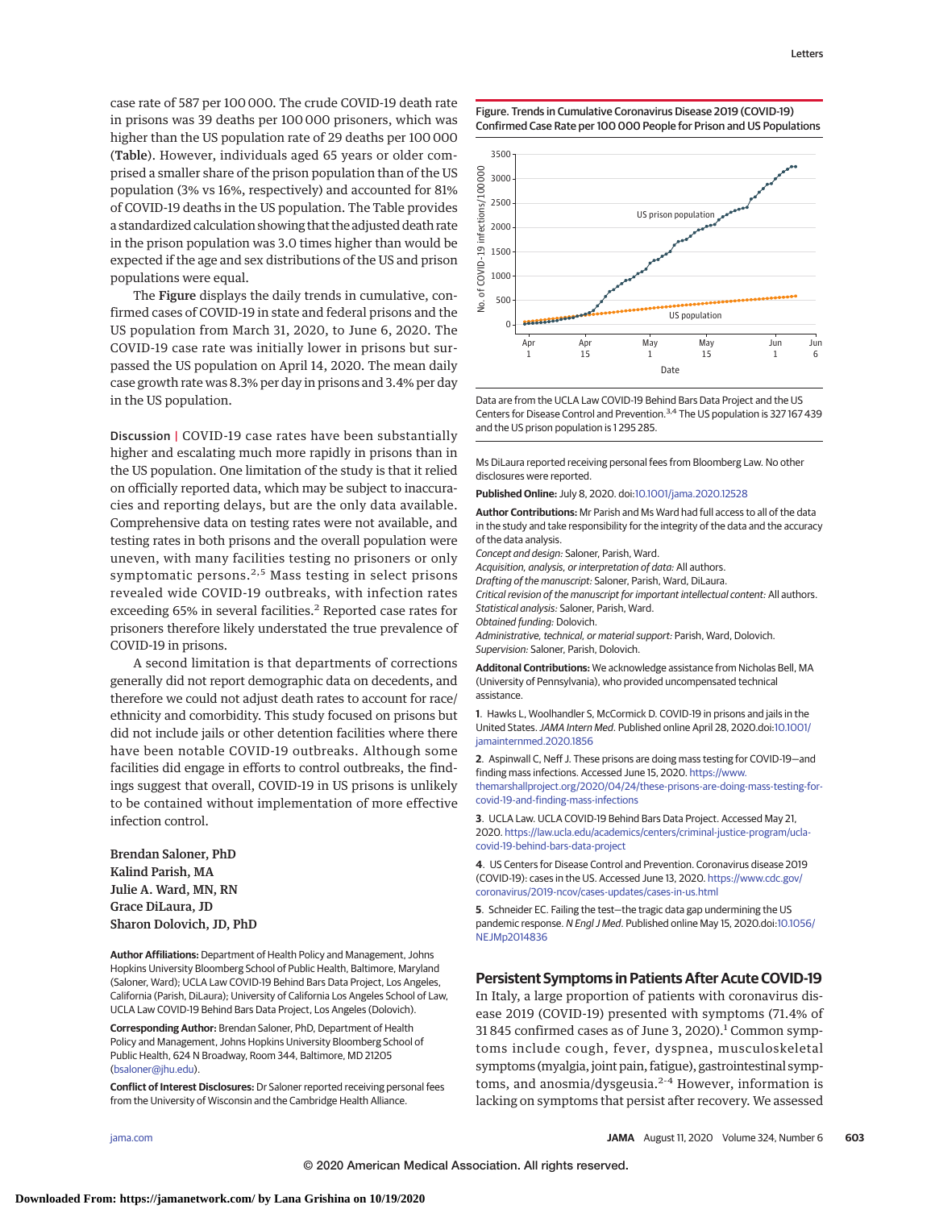case rate of 587 per 100 000. The crude COVID-19 death rate in prisons was 39 deaths per 100 000 prisoners, which was higher than the US population rate of 29 deaths per 100 000 (**Table**). However, individuals aged 65 years or older comprised a smaller share of the prison population than of the US population (3% vs 16%, respectively) and accounted for 81% of COVID-19 deaths in the US population. The Table provides a standardized calculation showing that the adjusted death rate in the prison population was 3.0 times higher than would be expected if the age and sex distributions of the US and prison populations were equal.

The **Figure** displays the daily trends in cumulative, confirmed cases of COVID-19 in state and federal prisons and the US population from March 31, 2020, to June 6, 2020. The COVID-19 case rate was initially lower in prisons but surpassed the US population on April 14, 2020. The mean daily case growth rate was 8.3% per day in prisons and 3.4% per day in the US population.

**Discussion** | COVID-19 case rates have been substantially higher and escalating much more rapidly in prisons than in the US population. One limitation of the study is that it relied on officially reported data, which may be subject to inaccuracies and reporting delays, but are the only data available. Comprehensive data on testing rates were not available, and testing rates in both prisons and the overall population were uneven, with many facilities testing no prisoners or only symptomatic persons.[2,5] Mass testing in select prisons revealed wide COVID-19 outbreaks, with infection rates exceeding 65% in several facilities.[2] Reported case rates for prisoners therefore likely understated the true prevalence of COVID-19 in prisons.

A second limitation is that departments of corrections generally did not report demographic data on decedents, and therefore we could not adjust death rates to account for race/ethnicity and comorbidity. This study focused on prisons but did not include jails or other detention facilities where there have been notable COVID-19 outbreaks. Although some facilities did engage in efforts to control outbreaks, the findings suggest that overall, COVID-19 in US prisons is unlikely to be contained without implementation of more effective infection control.

**Brendan Saloner, PhD**
**Kalind Parish, MA**
**Julie A. Ward, MN, RN**
**Grace DiLaura, JD**
**Sharon Dolovich, JD, PhD**

**Author Affiliations:** Department of Health Policy and Management, Johns Hopkins University Bloomberg School of Public Health, Baltimore, Maryland (Saloner, Ward); UCLA Law COVID-19 Behind Bars Data Project, Los Angeles, California (Parish, DiLaura); University of California Los Angeles School of Law, UCLA Law COVID-19 Behind Bars Data Project, Los Angeles (Dolovich).

**Corresponding Author:** Brendan Saloner, PhD, Department of Health Policy and Management, Johns Hopkins University Bloomberg School of Public Health, 624 N Broadway, Room 344, Baltimore, MD 21205 (bsaloner@jhu.edu).

**Conflict of Interest Disclosures:** Dr Saloner reported receiving personal fees from the University of Wisconsin and the Cambridge Health Alliance.

**Figure. Trends in Cumulative Coronavirus Disease 2019 (COVID-19) Confirmed Case Rate per 100 000 People for Prison and US Populations**

Data are from the UCLA Law COVID-19 Behind Bars Data Project and the US Centers for Disease Control and Prevention.[3,4] The US population is 327 167 439 and the US prison population is 1 295 285.

Ms DiLaura reported receiving personal fees from Bloomberg Law. No other disclosures were reported.

**Published Online:** July 8, 2020. doi:10.1001/jama.2020.12528

**Author Contributions:** Mr Parish and Ms Ward had full access to all of the data in the study and take responsibility for the integrity of the data and the accuracy of the data analysis.
*Concept and design:* Saloner, Parish, Ward.
*Acquisition, analysis, or interpretation of data:* All authors.
*Drafting of the manuscript:* Saloner, Parish, Ward, DiLaura.
*Critical revision of the manuscript for important intellectual content:* All authors.
*Statistical analysis:* Saloner, Parish, Ward.
*Obtained funding:* Dolovich.
*Administrative, technical, or material support:* Parish, Ward, Dolovich.
*Supervision:* Saloner, Parish, Dolovich.

**Additonal Contributions:** We acknowledge assistance from Nicholas Bell, MA (University of Pennsylvania), who provided uncompensated technical assistance.

1. Hawks L, Woolhandler S, McCormick D. COVID-19 in prisons and jails in the United States. *JAMA Intern Med*. Published online April 28, 2020.doi:10.1001/jamainternmed.2020.1856

2. Aspinwall C, Neff J. These prisons are doing mass testing for COVID-19—and finding mass infections. Accessed June 15, 2020. https://www.themarshallproject.org/2020/04/24/these-prisons-are-doing-mass-testing-for-covid-19-and-finding-mass-infections

3. UCLA Law. UCLA COVID-19 Behind Bars Data Project. Accessed May 21, 2020. https://law.ucla.edu/academics/centers/criminal-justice-program/ucla-covid-19-behind-bars-data-project

4. US Centers for Disease Control and Prevention. Coronavirus disease 2019 (COVID-19): cases in the US. Accessed June 13, 2020. https://www.cdc.gov/coronavirus/2019-ncov/cases-updates/cases-in-us.html

5. Schneider EC. Failing the test—the tragic data gap undermining the US pandemic response. *N Engl J Med*. Published online May 15, 2020.doi:10.1056/NEJMp2014836

## Persistent Symptoms in Patients After Acute COVID-19

In Italy, a large proportion of patients with coronavirus disease 2019 (COVID-19) presented with symptoms (71.4% of 31 845 confirmed cases as of June 3, 2020).[1] Common symptoms include cough, fever, dyspnea, musculoskeletal symptoms (myalgia, joint pain, fatigue), gastrointestinal symptoms, and anosmia/dysgeusia.[2-4] However, information is lacking on symptoms that persist after recovery. We assessed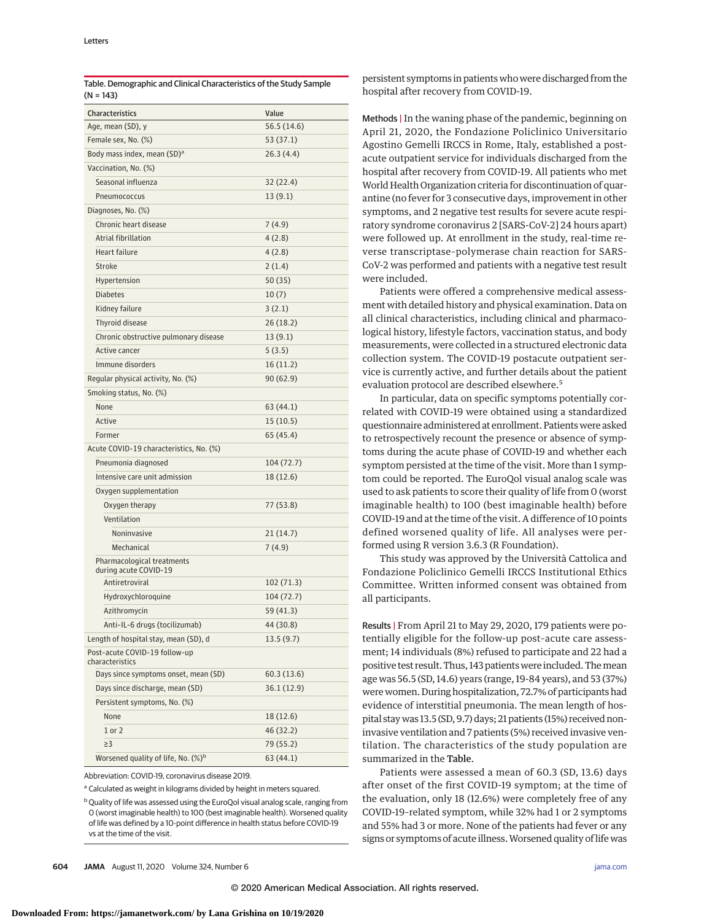Table. Demographic and Clinical Characteristics of the Study Sample (N = 143)

| Characteristics | Value |
|---|---|
| Age, mean (SD), y | 56.5 (14.6) |
| Female sex, No. (%) | 53 (37.1) |
| Body mass index, mean (SD)[a] | 26.3 (4.4) |
| Vaccination, No. (%) | |
| Seasonal influenza | 32 (22.4) |
| Pneumococcus | 13 (9.1) |
| Diagnoses, No. (%) | |
| Chronic heart disease | 7 (4.9) |
| Atrial fibrillation | 4 (2.8) |
| Heart failure | 4 (2.8) |
| Stroke | 2 (1.4) |
| Hypertension | 50 (35) |
| Diabetes | 10 (7) |
| Kidney failure | 3 (2.1) |
| Thyroid disease | 26 (18.2) |
| Chronic obstructive pulmonary disease | 13 (9.1) |
| Active cancer | 5 (3.5) |
| Immune disorders | 16 (11.2) |
| Regular physical activity, No. (%) | 90 (62.9) |
| Smoking status, No. (%) | |
| None | 63 (44.1) |
| Active | 15 (10.5) |
| Former | 65 (45.4) |
| Acute COVID-19 characteristics, No. (%) | |
| Pneumonia diagnosed | 104 (72.7) |
| Intensive care unit admission | 18 (12.6) |
| Oxygen supplementation | |
| Oxygen therapy | 77 (53.8) |
| Ventilation | |
| Noninvasive | 21 (14.7) |
| Mechanical | 7 (4.9) |
| Pharmacological treatments during acute COVID-19 | |
| Antiretroviral | 102 (71.3) |
| Hydroxychloroquine | 104 (72.7) |
| Azithromycin | 59 (41.3) |
| Anti-IL-6 drugs (tocilizumab) | 44 (30.8) |
| Length of hospital stay, mean (SD), d | 13.5 (9.7) |
| Post-acute COVID-19 follow-up characteristics | |
| Days since symptoms onset, mean (SD) | 60.3 (13.6) |
| Days since discharge, mean (SD) | 36.1 (12.9) |
| Persistent symptoms, No. (%) | |
| None | 18 (12.6) |
| 1 or 2 | 46 (32.2) |
| ≥3 | 79 (55.2) |
| Worsened quality of life, No. (%)[b] | 63 (44.1) |

Abbreviation: COVID-19, coronavirus disease 2019.

[a] Calculated as weight in kilograms divided by height in meters squared.

[b] Quality of life was assessed using the EuroQol visual analog scale, ranging from 0 (worst imaginable health) to 100 (best imaginable health). Worsened quality of life was defined by a 10-point difference in health status before COVID-19 vs at the time of the visit.

persistent symptoms in patients who were discharged from the hospital after recovery from COVID-19.

**Methods** | In the waning phase of the pandemic, beginning on April 21, 2020, the Fondazione Policlinico Universitario Agostino Gemelli IRCCS in Rome, Italy, established a postacute outpatient service for individuals discharged from the hospital after recovery from COVID-19. All patients who met World Health Organization criteria for discontinuation of quarantine (no fever for 3 consecutive days, improvement in other symptoms, and 2 negative test results for severe acute respiratory syndrome coronavirus 2 [SARS-CoV-2] 24 hours apart) were followed up. At enrollment in the study, real-time reverse transcriptase–polymerase chain reaction for SARS-CoV-2 was performed and patients with a negative test result were included.

Patients were offered a comprehensive medical assessment with detailed history and physical examination. Data on all clinical characteristics, including clinical and pharmacological history, lifestyle factors, vaccination status, and body measurements, were collected in a structured electronic data collection system. The COVID-19 postacute outpatient service is currently active, and further details about the patient evaluation protocol are described elsewhere.[5]

In particular, data on specific symptoms potentially correlated with COVID-19 were obtained using a standardized questionnaire administered at enrollment. Patients were asked to retrospectively recount the presence or absence of symptoms during the acute phase of COVID-19 and whether each symptom persisted at the time of the visit. More than 1 symptom could be reported. The EuroQol visual analog scale was used to ask patients to score their quality of life from 0 (worst imaginable health) to 100 (best imaginable health) before COVID-19 and at the time of the visit. A difference of 10 points defined worsened quality of life. All analyses were performed using R version 3.6.3 (R Foundation).

This study was approved by the Università Cattolica and Fondazione Policlinico Gemelli IRCCS Institutional Ethics Committee. Written informed consent was obtained from all participants.

**Results** | From April 21 to May 29, 2020, 179 patients were potentially eligible for the follow-up post-acute care assessment; 14 individuals (8%) refused to participate and 22 had a positive test result. Thus, 143 patients were included. The mean age was 56.5 (SD, 14.6) years (range, 19-84 years), and 53 (37%) were women. During hospitalization, 72.7% of participants had evidence of interstitial pneumonia. The mean length of hospital stay was 13.5 (SD, 9.7) days; 21 patients (15%) received noninvasive ventilation and 7 patients (5%) received invasive ventilation. The characteristics of the study population are summarized in the Table.

Patients were assessed a mean of 60.3 (SD, 13.6) days after onset of the first COVID-19 symptom; at the time of the evaluation, only 18 (12.6%) were completely free of any COVID-19–related symptom, while 32% had 1 or 2 symptoms and 55% had 3 or more. None of the patients had fever or any signs or symptoms of acute illness. Worsened quality of life was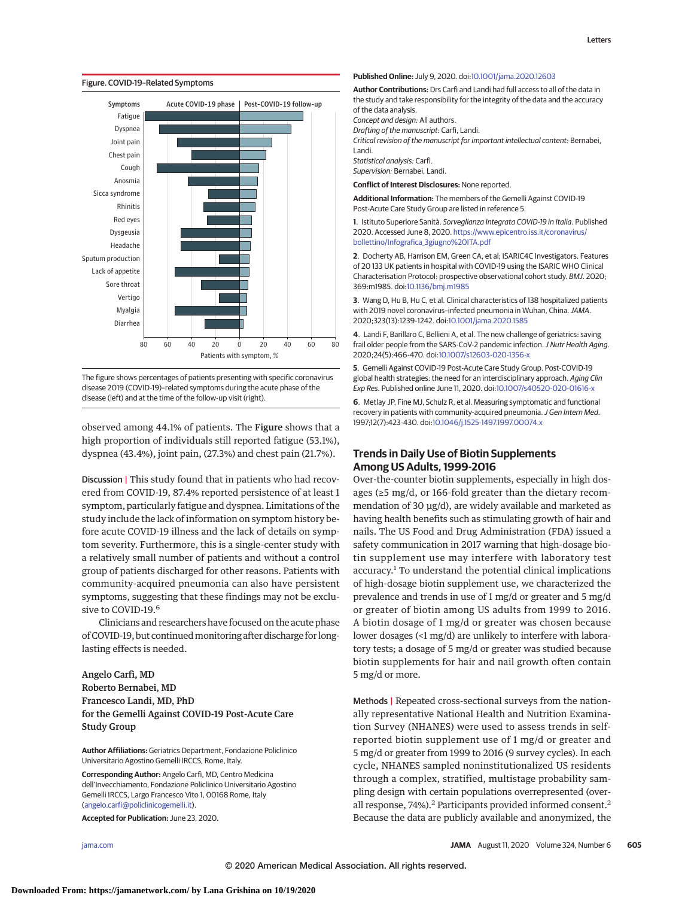Figure. COVID-19–Related Symptoms

Symptoms
Acute COVID-19 phase
Post-COVID-19 follow-up

Fatigue
Dyspnea
Joint pain
Chest pain
Cough
Anosmia
Sicca syndrome
Rhinitis
Red eyes
Dysgeusia
Headache
Sputum production
Lack of appetite
Sore throat
Vertigo
Myalgia
Diarrhea

80 60 40 20 0 20 40 60 80
Patients with symptom, %

The figure shows percentages of patients presenting with specific coronavirus disease 2019 (COVID-19)–related symptoms during the acute phase of the disease (left) and at the time of the follow-up visit (right).

observed among 44.1% of patients. The **Figure** shows that a high proportion of individuals still reported fatigue (53.1%), dyspnea (43.4%), joint pain, (27.3%) and chest pain (21.7%).

**Discussion** | This study found that in patients who had recovered from COVID-19, 87.4% reported persistence of at least 1 symptom, particularly fatigue and dyspnea. Limitations of the study include the lack of information on symptom history before acute COVID-19 illness and the lack of details on symptom severity. Furthermore, this is a single-center study with a relatively small number of patients and without a control group of patients discharged for other reasons. Patients with community-acquired pneumonia can also have persistent symptoms, suggesting that these findings may not be exclusive to COVID-19.[6]

Clinicians and researchers have focused on the acute phase of COVID-19, but continued monitoring after discharge for long-lasting effects is needed.

**Angelo Carfì, MD**
**Roberto Bernabei, MD**
**Francesco Landi, MD, PhD**
**for the Gemelli Against COVID-19 Post-Acute Care Study Group**

**Author Affiliations:** Geriatrics Department, Fondazione Policlinico Universitario Agostino Gemelli IRCCS, Rome, Italy.

**Corresponding Author:** Angelo Carfì, MD, Centro Medicina dell'Invecchiamento, Fondazione Policlinico Universitario Agostino Gemelli IRCCS, Largo Francesco Vito 1, 00168 Rome, Italy (angelo.carfi@policlinicogemelli.it).

**Accepted for Publication:** June 23, 2020.

**Published Online:** July 9, 2020. doi:10.1001/jama.2020.12603

**Author Contributions:** Drs Carfì and Landi had full access to all of the data in the study and take responsibility for the integrity of the data and the accuracy of the data analysis.
*Concept and design:* All authors.
*Drafting of the manuscript:* Carfì, Landi.
*Critical revision of the manuscript for important intellectual content:* Bernabei, Landi.
*Statistical analysis:* Carfì.
*Supervision:* Bernabei, Landi.

**Conflict of Interest Disclosures:** None reported.

**Additional Information:** The members of the Gemelli Against COVID-19 Post-Acute Care Study Group are listed in reference 5.

1. Istituto Superiore Sanità. *Sorveglianza Integrata COVID-19 in Italia*. Published 2020. Accessed June 8, 2020. https://www.epicentro.iss.it/coronavirus/bollettino/Infografica_3giugno%20ITA.pdf

2. Docherty AB, Harrison EM, Green CA, et al; ISARIC4C Investigators. Features of 20 133 UK patients in hospital with COVID-19 using the ISARIC WHO Clinical Characterisation Protocol: prospective observational cohort study. *BMJ*. 2020; 369:m1985. doi:10.1136/bmj.m1985

3. Wang D, Hu B, Hu C, et al. Clinical characteristics of 138 hospitalized patients with 2019 novel coronavirus–infected pneumonia in Wuhan, China. *JAMA*. 2020;323(13):1239-1242. doi:10.1001/jama.2020.1585

4. Landi F, Barillaro C, Bellieni A, et al. The new challenge of geriatrics: saving frail older people from the SARS-CoV-2 pandemic infection. *J Nutr Health Aging*. 2020;24(5):466-470. doi:10.1007/s12603-020-1356-x

5. Gemelli Against COVID-19 Post-Acute Care Study Group. Post-COVID-19 global health strategies: the need for an interdisciplinary approach. *Aging Clin Exp Res*. Published online June 11, 2020. doi:10.1007/s40520-020-01616-x

6. Metlay JP, Fine MJ, Schulz R, et al. Measuring symptomatic and functional recovery in patients with community-acquired pneumonia. *J Gen Intern Med*. 1997;12(7):423-430. doi:10.1046/j.1525-1497.1997.00074.x

## Trends in Daily Use of Biotin Supplements Among US Adults, 1999-2016

Over-the-counter biotin supplements, especially in high dosages (≥5 mg/d, or 166-fold greater than the dietary recommendation of 30 μg/d), are widely available and marketed as having health benefits such as stimulating growth of hair and nails. The US Food and Drug Administration (FDA) issued a safety communication in 2017 warning that high-dosage biotin supplement use may interfere with laboratory test accuracy.[1] To understand the potential clinical implications of high-dosage biotin supplement use, we characterized the prevalence and trends in use of 1 mg/d or greater and 5 mg/d or greater of biotin among US adults from 1999 to 2016. A biotin dosage of 1 mg/d or greater was chosen because lower dosages (<1 mg/d) are unlikely to interfere with laboratory tests; a dosage of 5 mg/d or greater was studied because biotin supplements for hair and nail growth often contain 5 mg/d or more.

**Methods** | Repeated cross-sectional surveys from the nationally representative National Health and Nutrition Examination Survey (NHANES) were used to assess trends in self-reported biotin supplement use of 1 mg/d or greater and 5 mg/d or greater from 1999 to 2016 (9 survey cycles). In each cycle, NHANES sampled noninstitutionalized US residents through a complex, stratified, multistage probability sampling design with certain populations overrepresented (overall response, 74%).[2] Participants provided informed consent.[2] Because the data are publicly available and anonymized, the